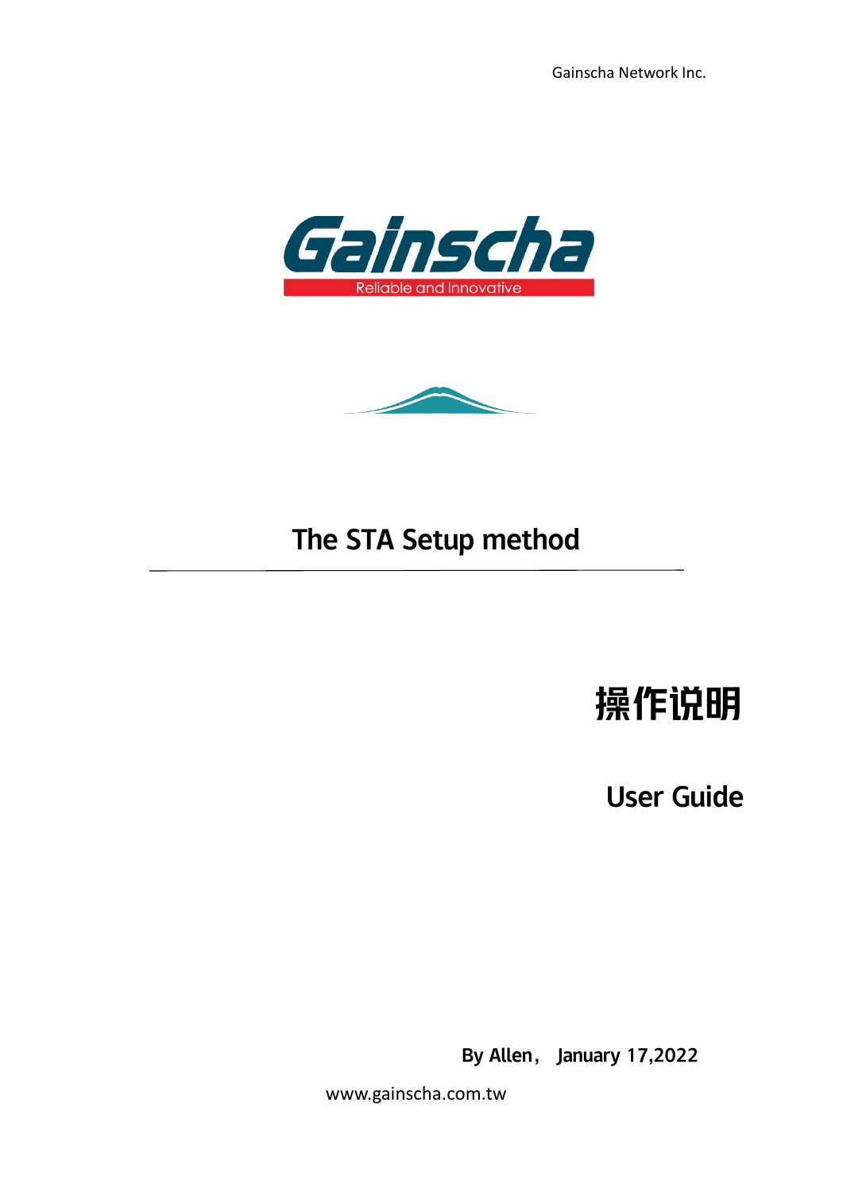Gainscha Network Inc.

Gainscha

Reliable and Innovative

# The STA Setup method

## 操作说明

## User Guide

**By Allen， January 17,2022**

www.gainscha.com.tw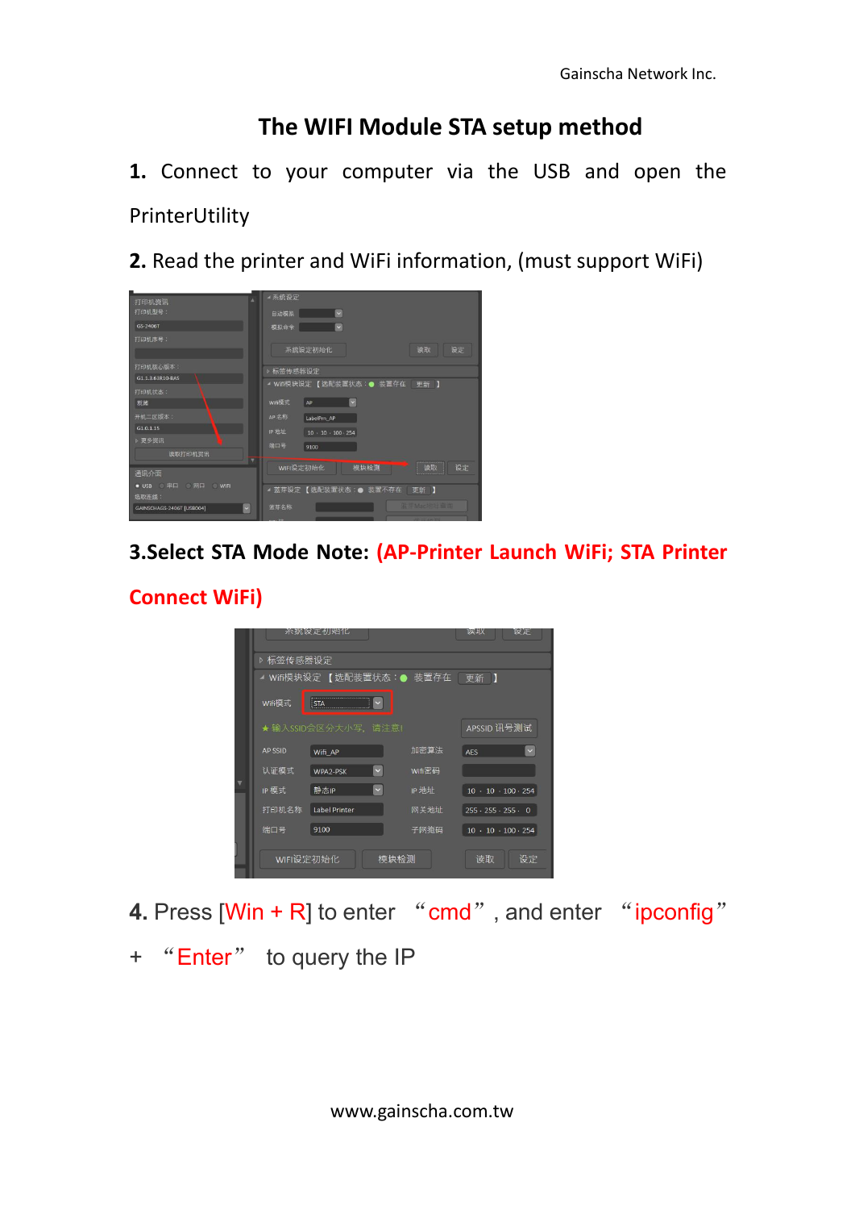# The WIFI Module STA setup method

**1.** Connect to your computer via the USB and open the PrinterUtility

**2.** Read the printer and WiFi information, (must support WiFi)

**3.Select STA Mode Note: (AP-Printer Launch WiFi; STA Printer Connect WiFi)**

**4.** Press [Win + R] to enter "cmd", and enter "ipconfig" + "Enter" to query the IP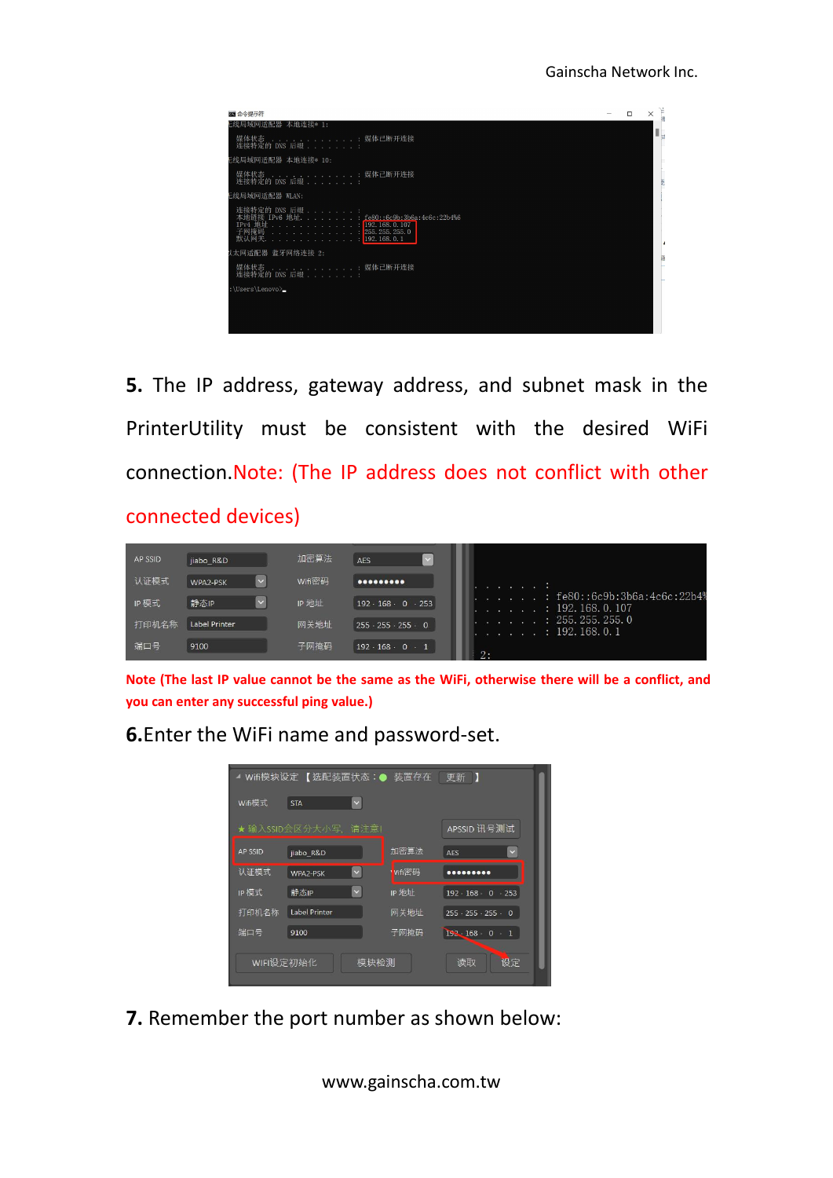**5.** The IP address, gateway address, and subnet mask in the PrinterUtility must be consistent with the desired WiFi connection.Note: (The IP address does not conflict with other connected devices)

**Note (The last IP value cannot be the same as the WiFi, otherwise there will be a conflict, and you can enter any successful ping value.)**

**6.**Enter the WiFi name and password-set.

**7.** Remember the port number as shown below: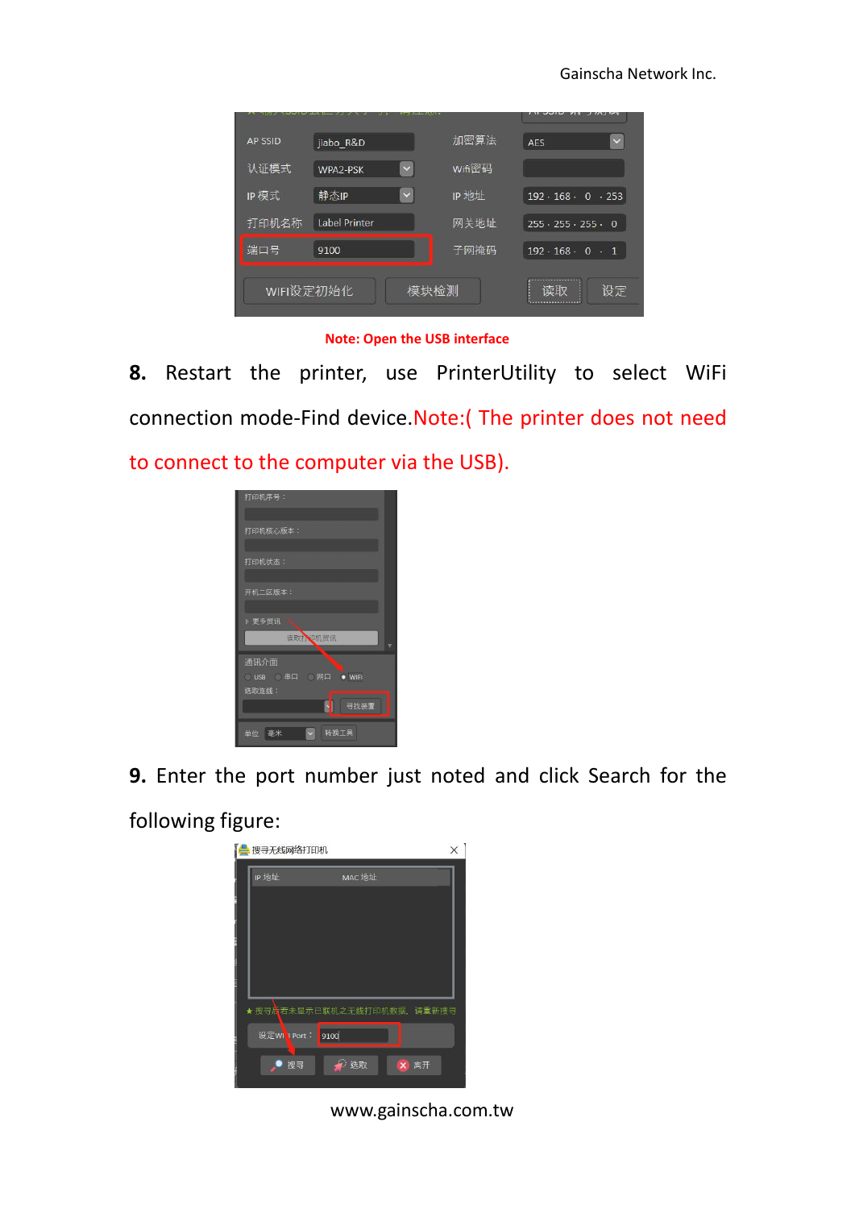Note: Open the USB interface

**8.** Restart the printer, use PrinterUtility to select WiFi connection mode-Find device.Note:( The printer does not need to connect to the computer via the USB).

**9.** Enter the port number just noted and click Search for the following figure: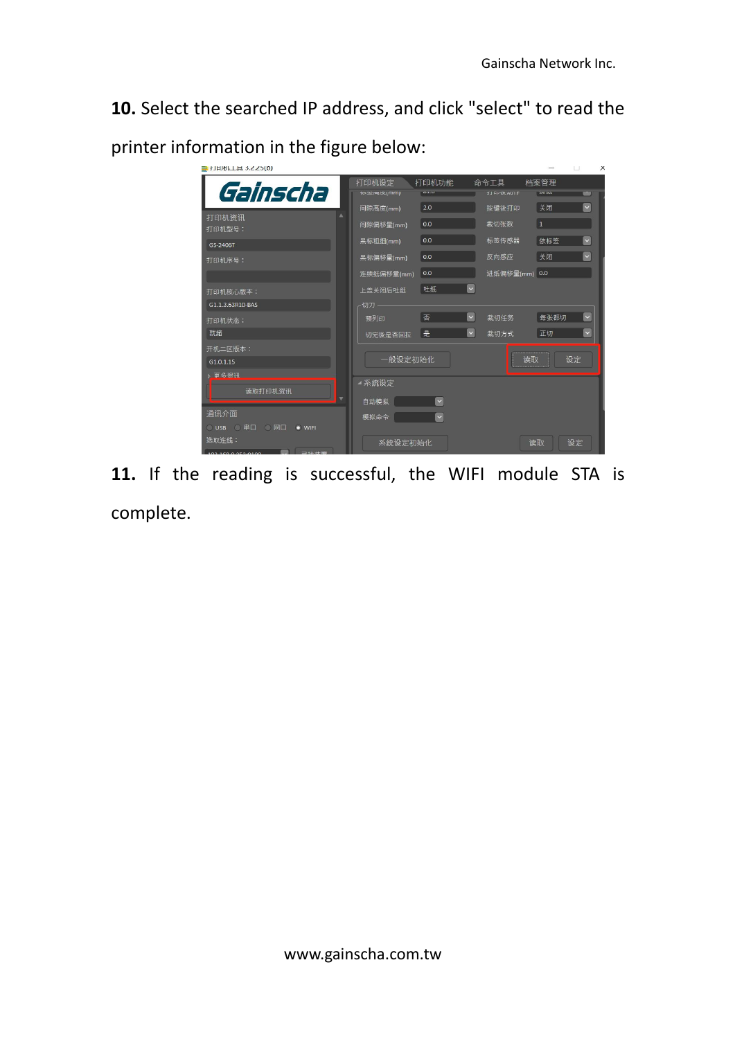**10.** Select the searched IP address, and click "select" to read the printer information in the figure below:

**11.** If the reading is successful, the WIFI module STA is complete.